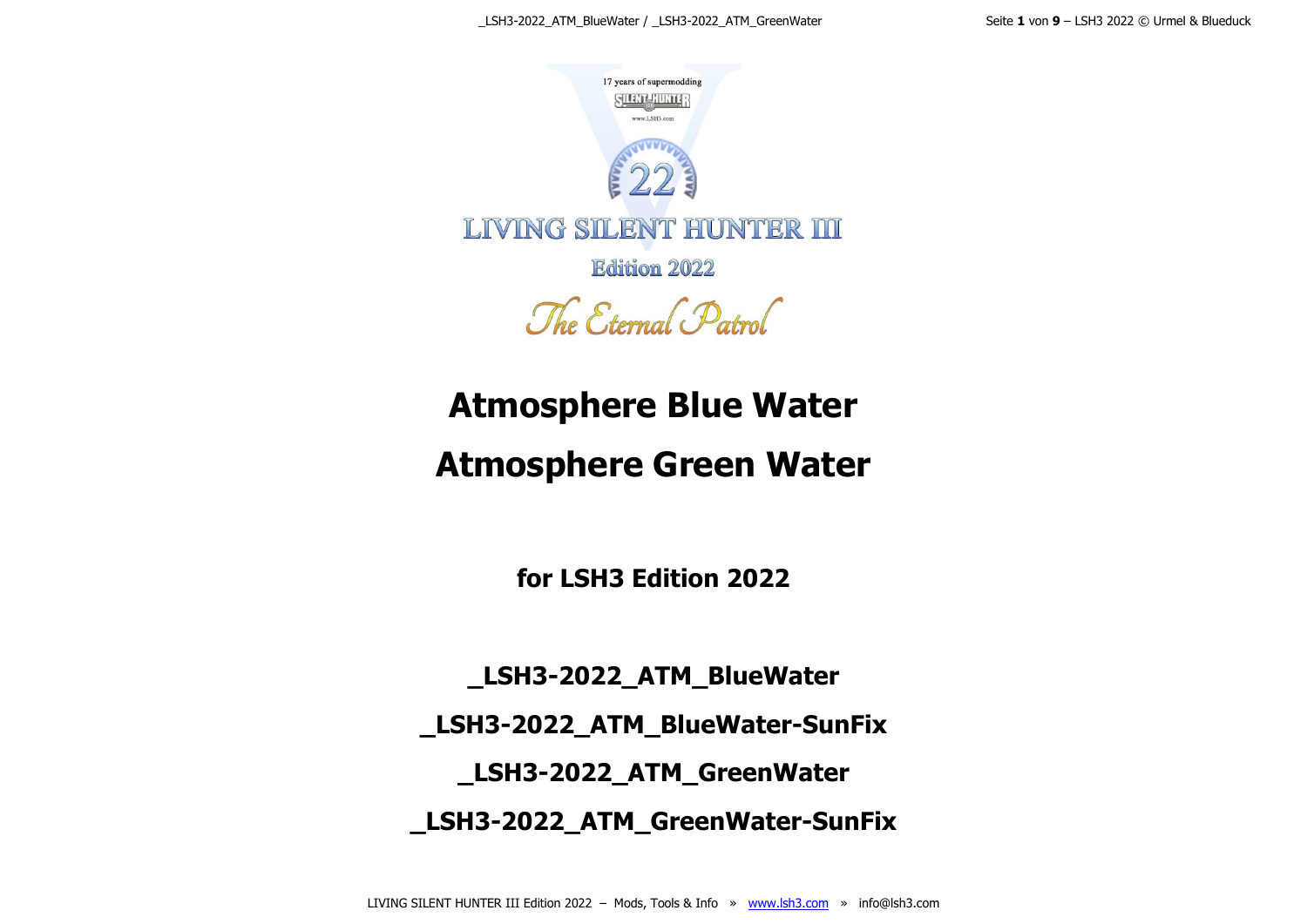17 years of supermodding

SILENT HUNTER

www.LSH3.com

22

LIVING SILENT HUNTER III

Edition 2022

The Eternal Patrol

# Atmosphere Blue Water

# Atmosphere Green Water

## for LSH3 Edition 2022

**_LSH3-2022_ATM_BlueWater**

**_LSH3-2022_ATM_BlueWater-SunFix**

**_LSH3-2022_ATM_GreenWater**

**_LSH3-2022_ATM_GreenWater-SunFix**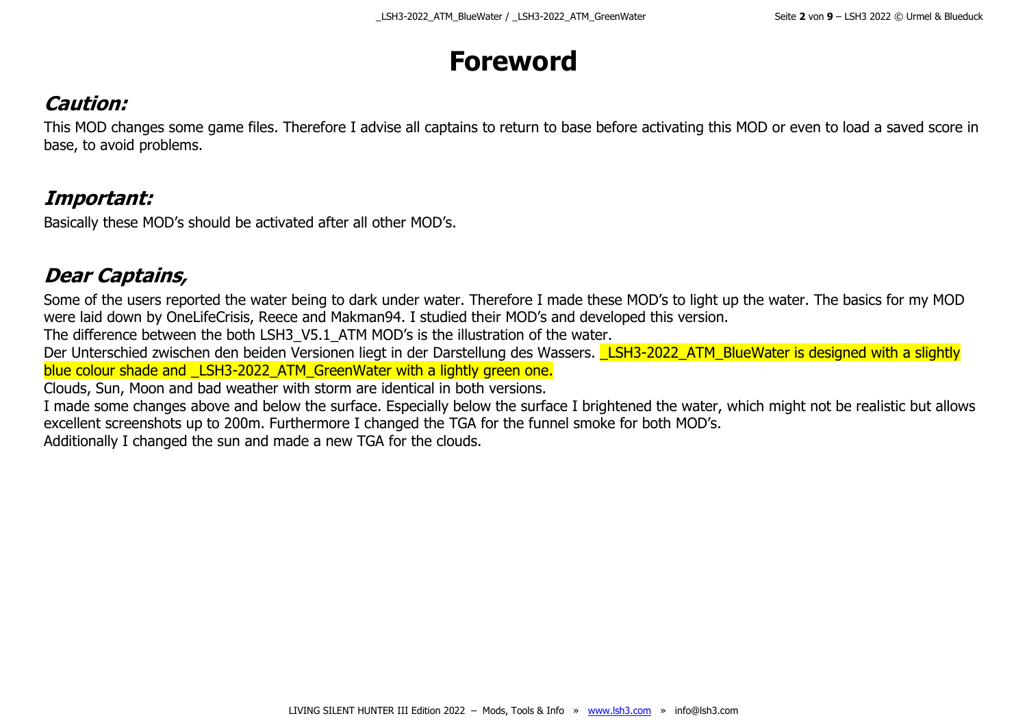# Foreword

## *Caution:*

This MOD changes some game files. Therefore I advise all captains to return to base before activating this MOD or even to load a saved score in base, to avoid problems.

## *Important:*

Basically these MOD's should be activated after all other MOD's.

## *Dear Captains,*

Some of the users reported the water being to dark under water. Therefore I made these MOD's to light up the water. The basics for my MOD were laid down by OneLifeCrisis, Reece and Makman94. I studied their MOD's and developed this version.
The difference between the both LSH3_V5.1_ATM MOD's is the illustration of the water.
Der Unterschied zwischen den beiden Versionen liegt in der Darstellung des Wassers. _LSH3-2022_ATM_BlueWater is designed with a slightly blue colour shade and _LSH3-2022_ATM_GreenWater with a lightly green one.
Clouds, Sun, Moon and bad weather with storm are identical in both versions.
I made some changes above and below the surface. Especially below the surface I brightened the water, which might not be realistic but allows excellent screenshots up to 200m. Furthermore I changed the TGA for the funnel smoke for both MOD's.
Additionally I changed the sun and made a new TGA for the clouds.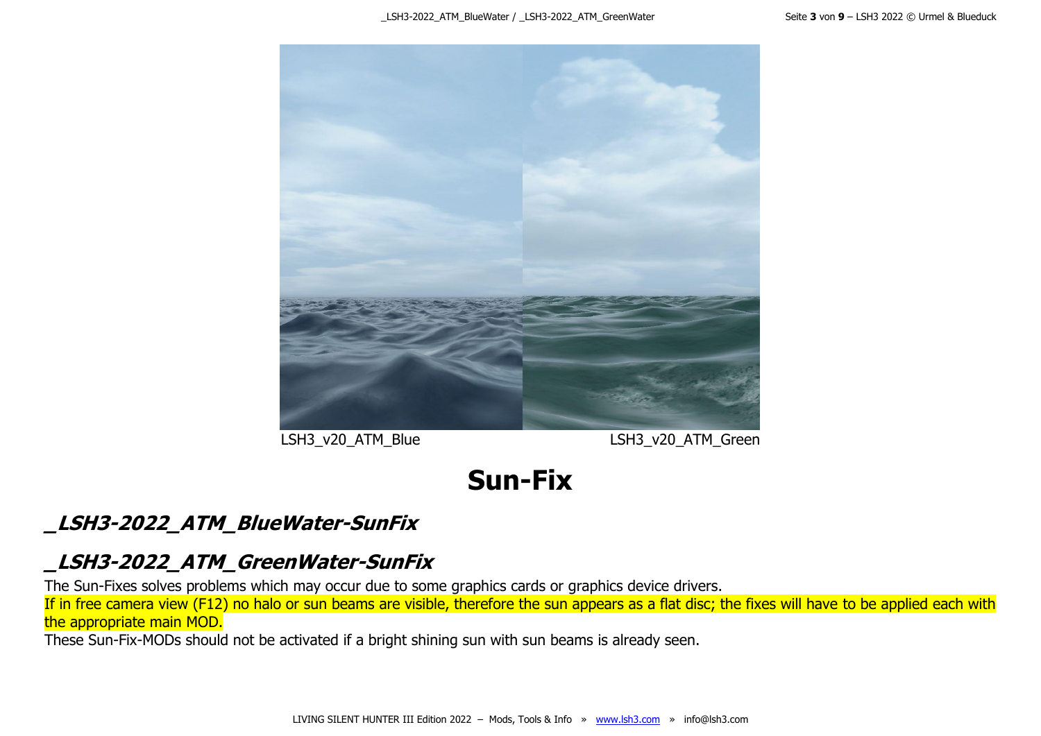LSH3_v20_ATM_Blue LSH3_v20_ATM_Green

# Sun-Fix

## _LSH3-2022_ATM_BlueWater-SunFix

## _LSH3-2022_ATM_GreenWater-SunFix

The Sun-Fixes solves problems which may occur due to some graphics cards or graphics device drivers.
If in free camera view (F12) no halo or sun beams are visible, therefore the sun appears as a flat disc; the fixes will have to be applied each with the appropriate main MOD.
These Sun-Fix-MODs should not be activated if a bright shining sun with sun beams is already seen.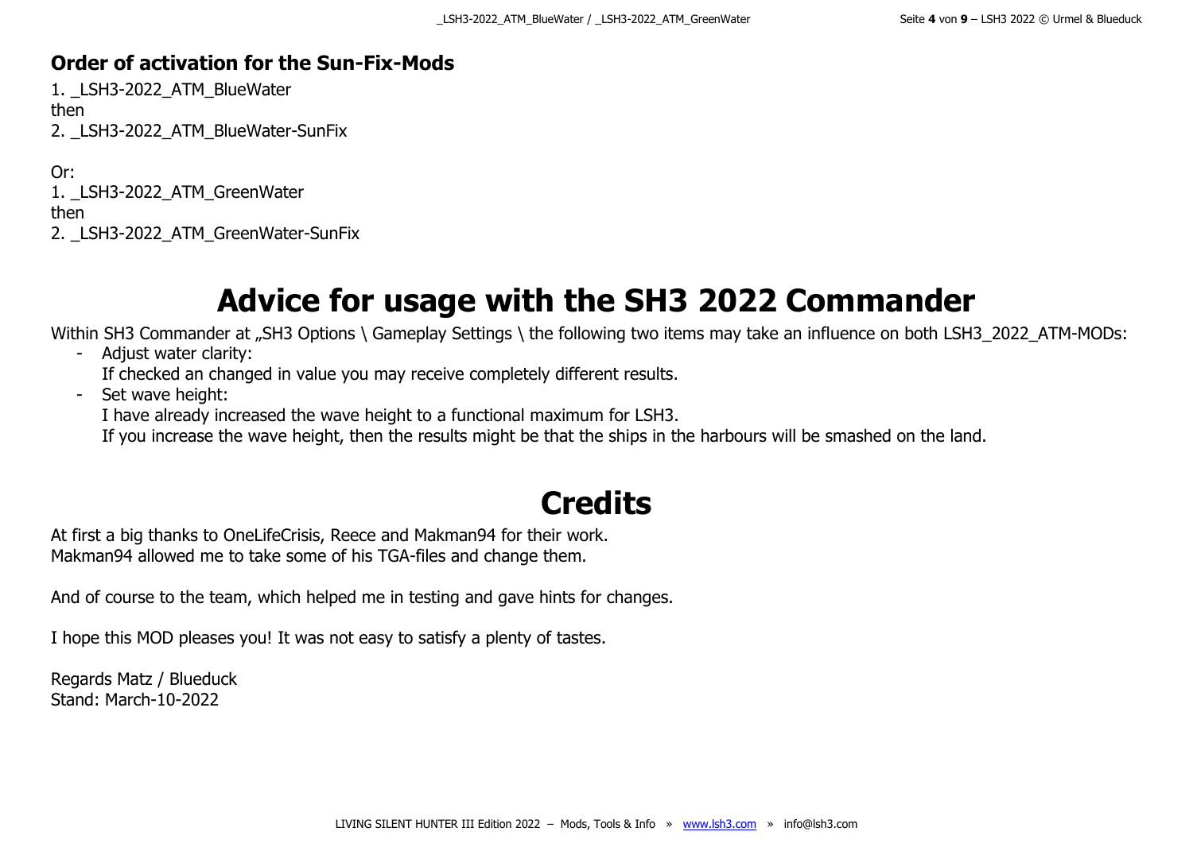### Order of activation for the Sun-Fix-Mods

1. _LSH3-2022_ATM_BlueWater

then

2. _LSH3-2022_ATM_BlueWater-SunFix

Or:

1. _LSH3-2022_ATM_GreenWater

then

2. _LSH3-2022_ATM_GreenWater-SunFix

# Advice for usage with the SH3 2022 Commander

Within SH3 Commander at „SH3 Options \ Gameplay Settings \ the following two items may take an influence on both LSH3_2022_ATM-MODs:

- Adjust water clarity:
  If checked an changed in value you may receive completely different results.
- Set wave height:
  I have already increased the wave height to a functional maximum for LSH3.
  If you increase the wave height, then the results might be that the ships in the harbours will be smashed on the land.

# Credits

At first a big thanks to OneLifeCrisis, Reece and Makman94 for their work.
Makman94 allowed me to take some of his TGA-files and change them.

And of course to the team, which helped me in testing and gave hints for changes.

I hope this MOD pleases you! It was not easy to satisfy a plenty of tastes.

Regards Matz / Blueduck
Stand: March-10-2022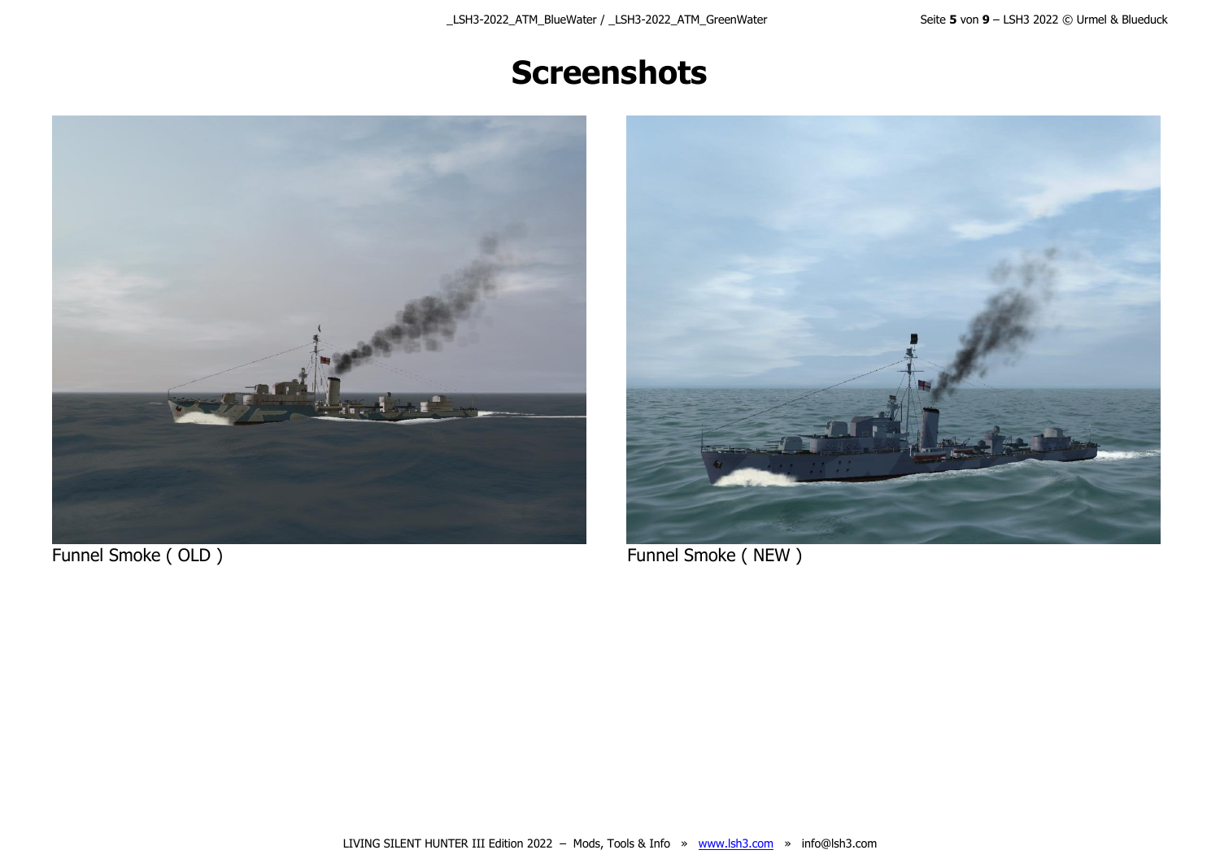# Screenshots

Funnel Smoke ( OLD )

Funnel Smoke ( NEW )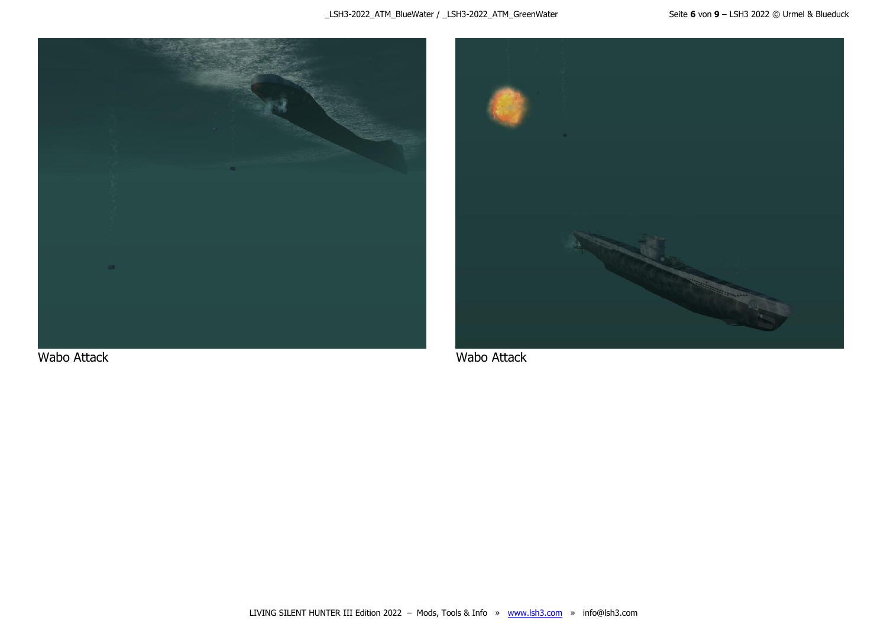Wabo Attack

Wabo Attack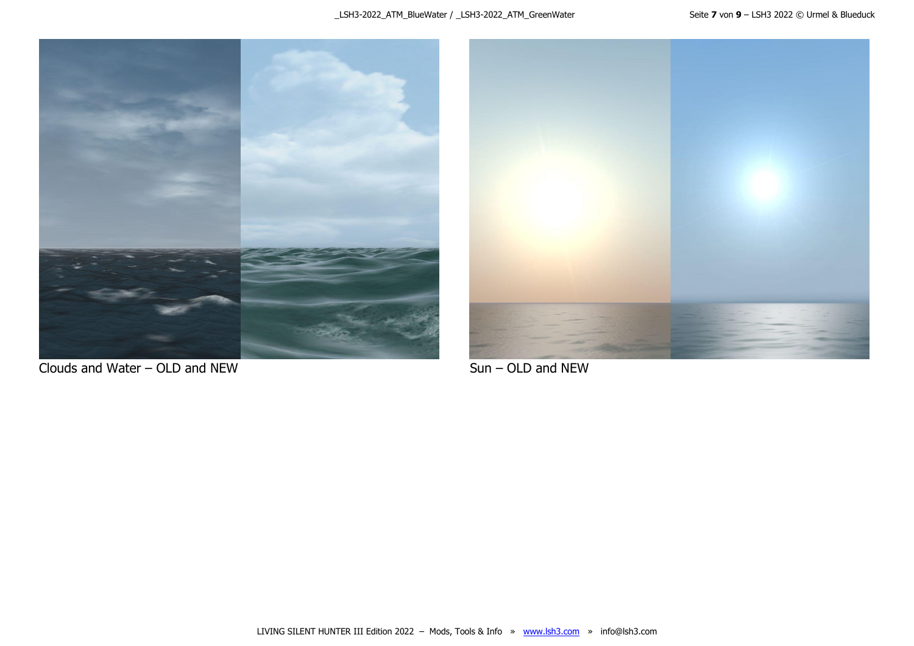Clouds and Water – OLD and NEW

Sun – OLD and NEW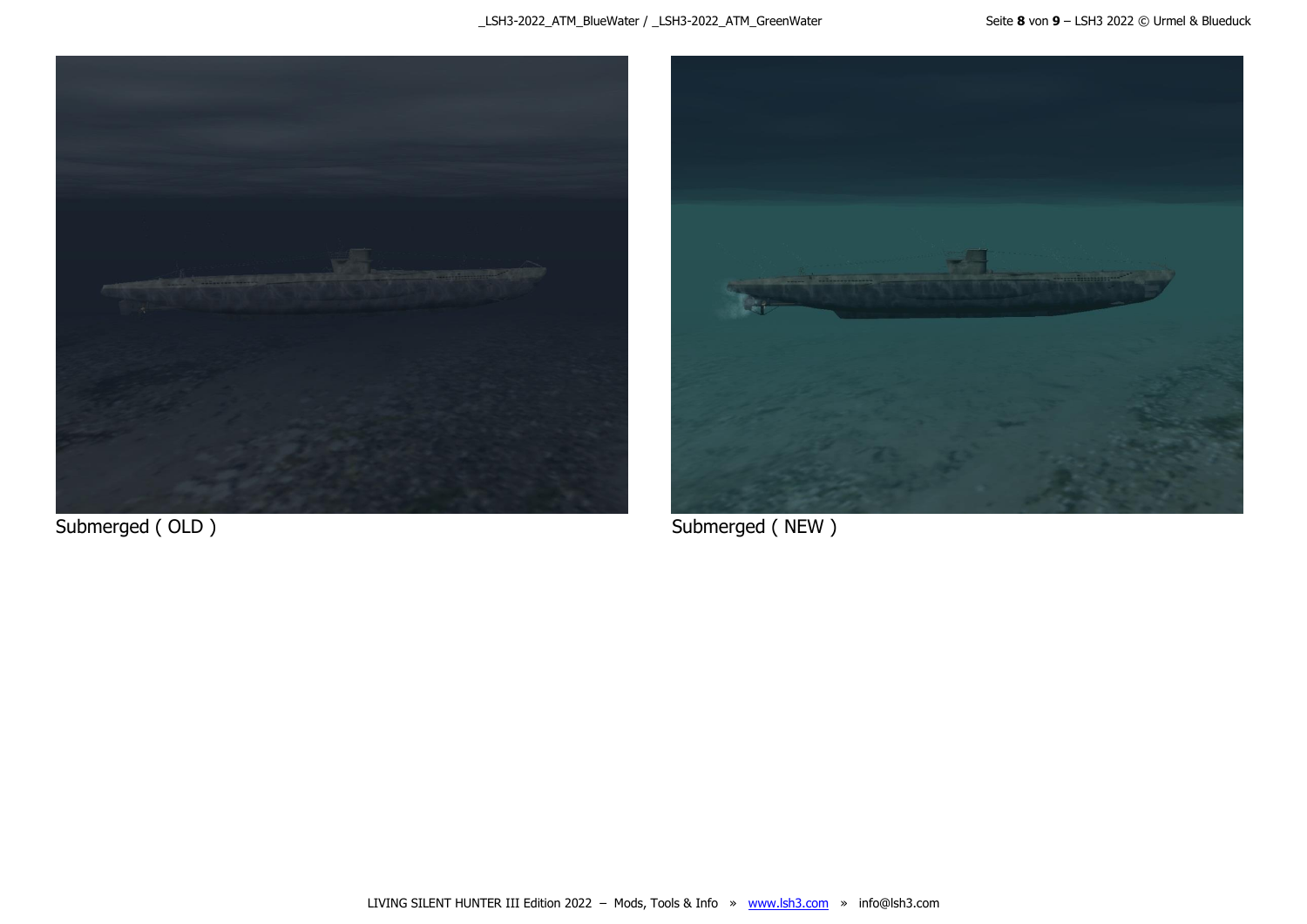Submerged ( OLD )

Submerged ( NEW )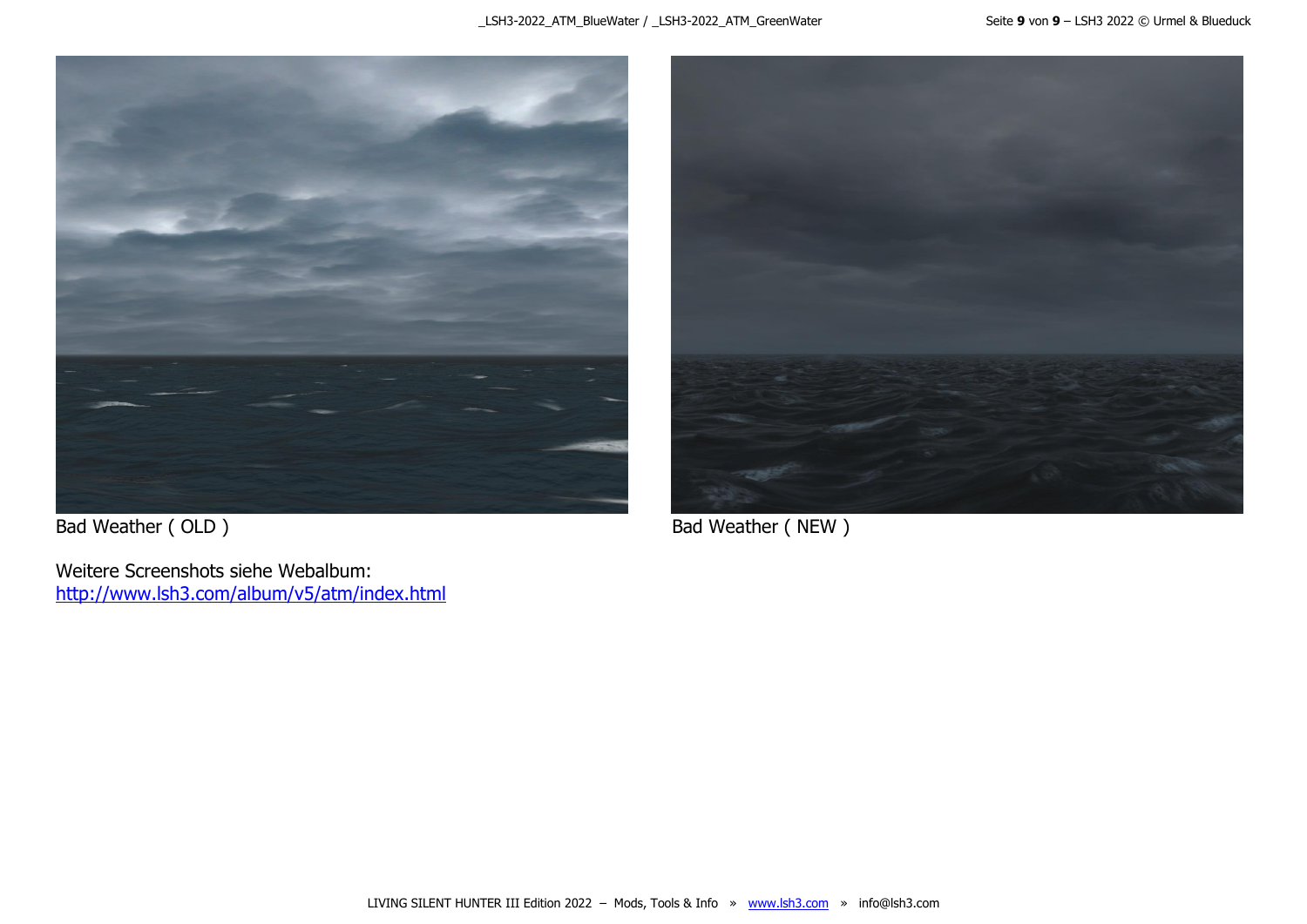Bad Weather ( OLD )

Bad Weather ( NEW )

Weitere Screenshots siehe Webalbum:
[http://www.lsh3.com/album/v5/atm/index.html](http://www.lsh3.com/album/v5/atm/index.html)